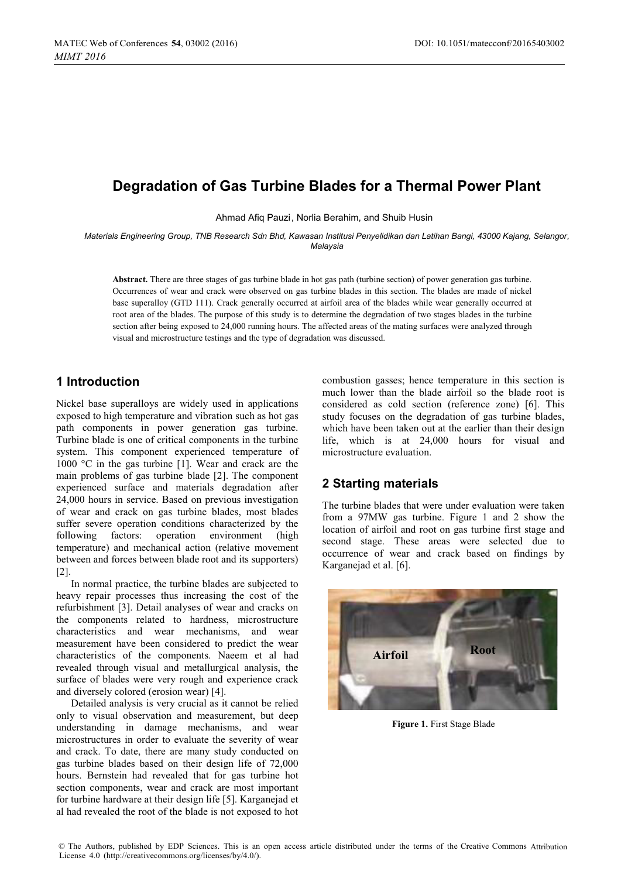# Degradation of Gas Turbine Blades for a Thermal Power Plant

Ahmad Afiq Pauzi, Norlia Berahim, and Shuib Husin

*Materials Engineering Group, TNB Research Sdn Bhd, Kawasan Institusi Penyelidikan dan Latihan Bangi, 43000 Kajang, Selangor, Malaysia*

**Abstract.** There are three stages of gas turbine blade in hot gas path (turbine section) of power generation gas turbine. Occurrences of wear and crack were observed on gas turbine blades in this section. The blades are made of nickel base superalloy (GTD 111). Crack generally occurred at airfoil area of the blades while wear generally occurred at root area of the blades. The purpose of this study is to determine the degradation of two stages blades in the turbine section after being exposed to 24,000 running hours. The affected areas of the mating surfaces were analyzed through visual and microstructure testings and the type of degradation was discussed.

## 1 Introduction

Nickel base superalloys are widely used in applications exposed to high temperature and vibration such as hot gas path components in power generation gas turbine. Turbine blade is one of critical components in the turbine system. This component experienced temperature of 1000 °C in the gas turbine [1]. Wear and crack are the main problems of gas turbine blade [2]. The component experienced surface and materials degradation after 24,000 hours in service. Based on previous investigation of wear and crack on gas turbine blades, most blades suffer severe operation conditions characterized by the following factors: operation environment (high temperature) and mechanical action (relative movement between and forces between blade root and its supporters) [2].

In normal practice, the turbine blades are subjected to heavy repair processes thus increasing the cost of the refurbishment [3]. Detail analyses of wear and cracks on the components related to hardness, microstructure characteristics and wear mechanisms, and wear measurement have been considered to predict the wear characteristics of the components. Naeem et al had revealed through visual and metallurgical analysis, the surface of blades were very rough and experience crack and diversely colored (erosion wear) [4].

Detailed analysis is very crucial as it cannot be relied only to visual observation and measurement, but deep understanding in damage mechanisms, and wear microstructures in order to evaluate the severity of wear and crack. To date, there are many study conducted on gas turbine blades based on their design life of 72,000 hours. Bernstein had revealed that for gas turbine hot section components, wear and crack are most important for turbine hardware at their design life [5]. Karganejad et al had revealed the root of the blade is not exposed to hot combustion gasses; hence temperature in this section is much lower than the blade airfoil so the blade root is considered as cold section (reference zone) [6]. This study focuses on the degradation of gas turbine blades, which have been taken out at the earlier than their design life, which is at 24,000 hours for visual and microstructure evaluation.

## 2 Starting materials

The turbine blades that were under evaluation were taken from a 97MW gas turbine. Figure 1 and 2 show the location of airfoil and root on gas turbine first stage and second stage. These areas were selected due to occurrence of wear and crack based on findings by Karganejad et al. [6].

Airfoil Root

**Figure 1.** First Stage Blade

© The Authors, published by EDP Sciences. This is an open access article distributed under the terms of the Creative Commons Attribution License 4.0 (http://creativecommons.org/licenses/by/4.0/).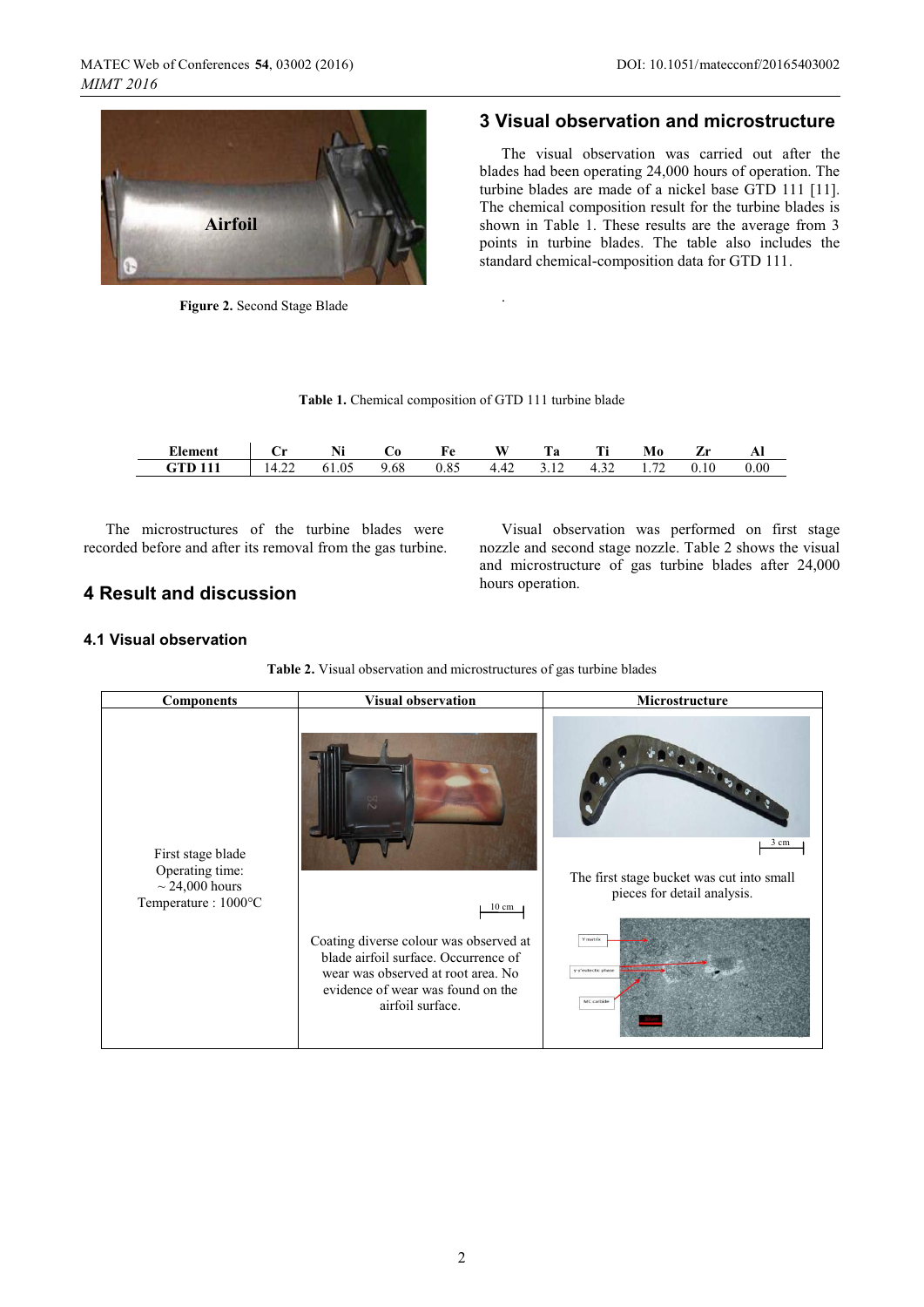Figure 2. Second Stage Blade

## 3 Visual observation and microstructure

The visual observation was carried out after the blades had been operating 24,000 hours of operation. The turbine blades are made of a nickel base GTD 111 [11]. The chemical composition result for the turbine blades is shown in Table 1. These results are the average from 3 points in turbine blades. The table also includes the standard chemical-composition data for GTD 111.

**Table 1.** Chemical composition of GTD 111 turbine blade

| Element | Cr | Ni | Co | Fe | W | Ta | Ti | Mo | Zr | Al |
|---|---|---|---|---|---|---|---|---|---|---|
| GTD 111 | 14.22 | 61.05 | 9.68 | 0.85 | 4.42 | 3.12 | 4.32 | 1.72 | 0.10 | 0.00 |

The microstructures of the turbine blades were recorded before and after its removal from the gas turbine.

## 4 Result and discussion

### 4.1 Visual observation

Visual observation was performed on first stage nozzle and second stage nozzle. Table 2 shows the visual and microstructure of gas turbine blades after 24,000 hours operation.

**Table 2.** Visual observation and microstructures of gas turbine blades

| Components | Visual observation | Microstructure |
|---|---|---|
| First stage blade<br>Operating time: ~ 24,000 hours<br>Temperature : 1000°C | 10 cm<br>Coating diverse colour was observed at blade airfoil surface. Occurrence of wear was observed at root area. No evidence of wear was found on the airfoil surface. | 3 cm<br>The first stage bucket was cut into small pieces for detail analysis. |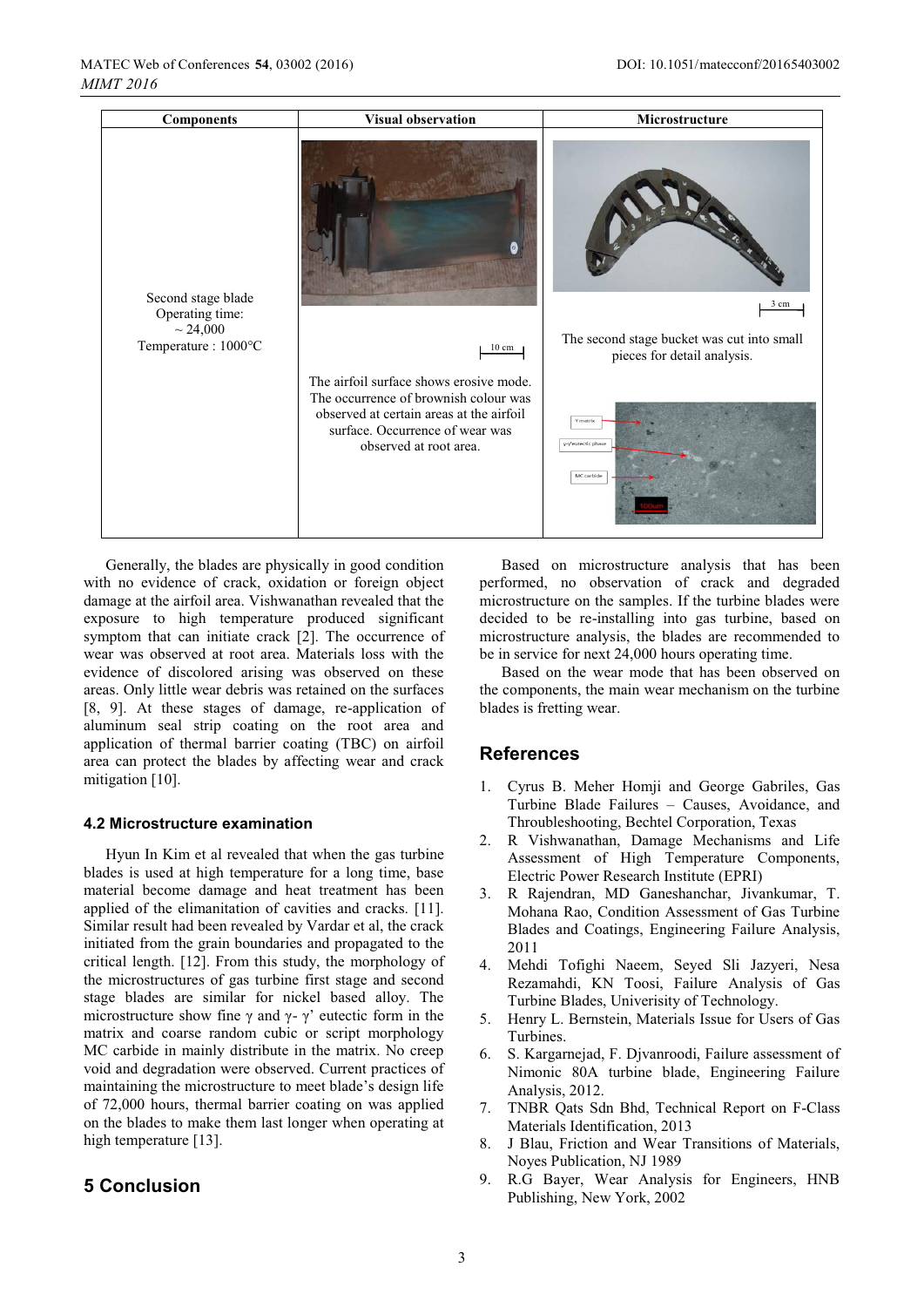| Components | Visual observation | Microstructure |
|---|---|---|
| Second stage blade<br>Operating time:<br>~ 24,000<br>Temperature : 1000°C | 10 cm<br>The airfoil surface shows erosive mode. The occurrence of brownish colour was observed at certain areas at the airfoil surface. Occurrence of wear was observed at root area. | 3 cm<br>The second stage bucket was cut into small pieces for detail analysis.<br>γ matrix<br>γ-γ' eutectic phase<br>MC carbide<br>100um |

Generally, the blades are physically in good condition with no evidence of crack, oxidation or foreign object damage at the airfoil area. Vishwanathan revealed that the exposure to high temperature produced significant symptom that can initiate crack [2]. The occurrence of wear was observed at root area. Materials loss with the evidence of discolored arising was observed on these areas. Only little wear debris was retained on the surfaces [8, 9]. At these stages of damage, re-application of aluminum seal strip coating on the root area and application of thermal barrier coating (TBC) on airfoil area can protect the blades by affecting wear and crack mitigation [10].

### 4.2 Microstructure examination

Hyun In Kim et al revealed that when the gas turbine blades is used at high temperature for a long time, base material become damage and heat treatment has been applied of the elimanitation of cavities and cracks. [11]. Similar result had been revealed by Vardar et al, the crack initiated from the grain boundaries and propagated to the critical length. [12]. From this study, the morphology of the microstructures of gas turbine first stage and second stage blades are similar for nickel based alloy. The microstructure show fine γ and γ- γ' eutectic form in the matrix and coarse random cubic or script morphology MC carbide in mainly distribute in the matrix. No creep void and degradation were observed. Current practices of maintaining the microstructure to meet blade's design life of 72,000 hours, thermal barrier coating on was applied on the blades to make them last longer when operating at high temperature [13].

## 5 Conclusion

Based on microstructure analysis that has been performed, no observation of crack and degraded microstructure on the samples. If the turbine blades were decided to be re-installing into gas turbine, based on microstructure analysis, the blades are recommended to be in service for next 24,000 hours operating time.

Based on the wear mode that has been observed on the components, the main wear mechanism on the turbine blades is fretting wear.

## References

1. Cyrus B. Meher Homji and George Gabriles, Gas Turbine Blade Failures – Causes, Avoidance, and Throubleshooting, Bechtel Corporation, Texas
2. R Vishwanathan, Damage Mechanisms and Life Assessment of High Temperature Components, Electric Power Research Institute (EPRI)
3. R Rajendran, MD Ganeshanchar, Jivankumar, T. Mohana Rao, Condition Assessment of Gas Turbine Blades and Coatings, Engineering Failure Analysis, 2011
4. Mehdi Tofighi Naeem, Seyed Sli Jazyeri, Nesa Rezamahdi, KN Toosi, Failure Assessment of Gas Turbine Blades, Univerisity of Technology.
5. Henry L. Bernstein, Materials Issue for Users of Gas Turbines.
6. S. Kargarnejad, F. Djvanroodi, Failure assessment of Nimonic 80A turbine blade, Engineering Failure Analysis, 2012.
7. TNBR Qats Sdn Bhd, Technical Report on F-Class Materials Identification, 2013
8. J Blau, Friction and Wear Transitions of Materials, Noyes Publication, NJ 1989
9. R.G Bayer, Wear Analysis for Engineers, HNB Publishing, New York, 2002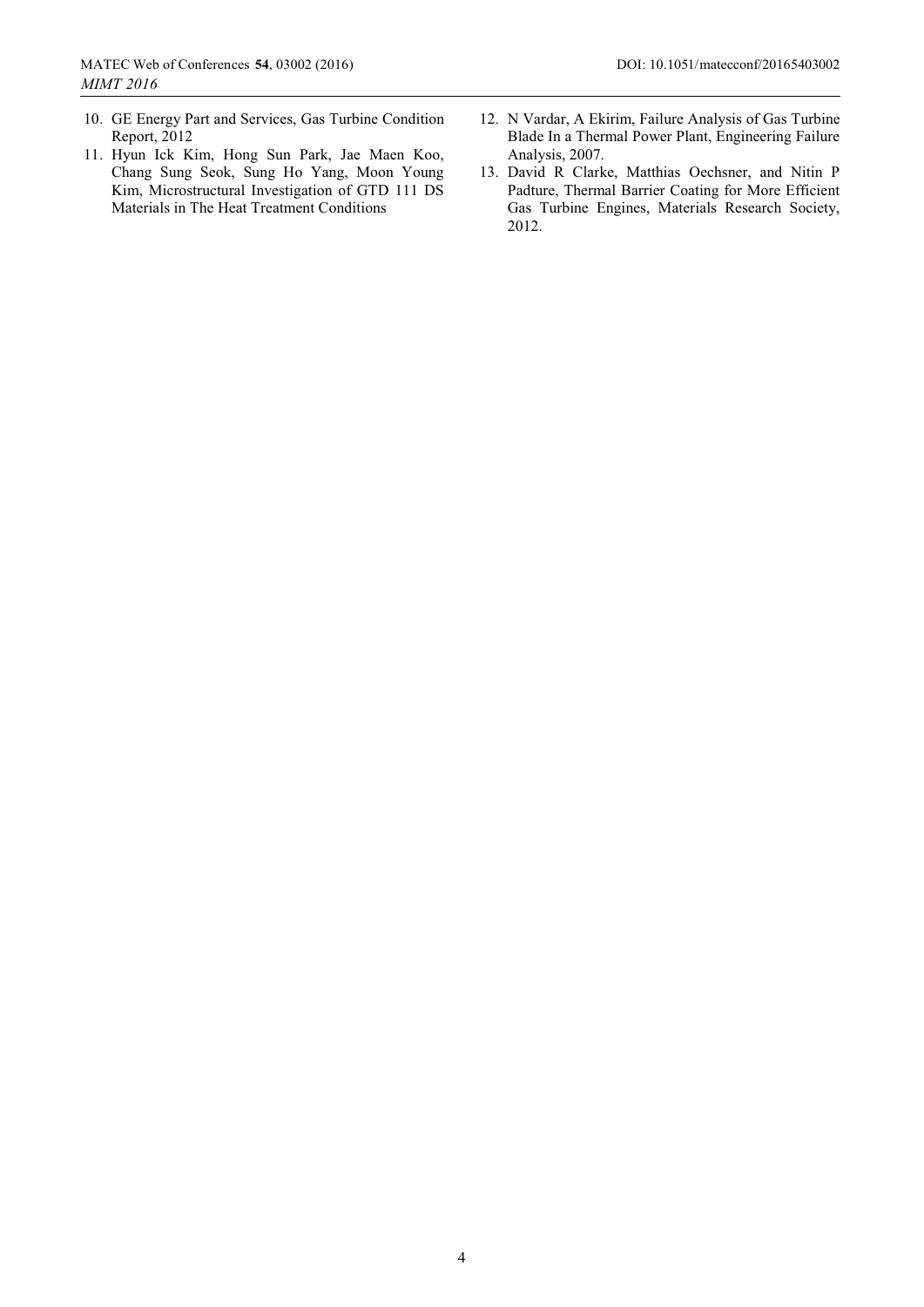10. GE Energy Part and Services, Gas Turbine Condition Report, 2012
11. Hyun Ick Kim, Hong Sun Park, Jae Maen Koo, Chang Sung Seok, Sung Ho Yang, Moon Young Kim, Microstructural Investigation of GTD 111 DS Materials in The Heat Treatment Conditions
12. N Vardar, A Ekirim, Failure Analysis of Gas Turbine Blade In a Thermal Power Plant, Engineering Failure Analysis, 2007.
13. David R Clarke, Matthias Oechsner, and Nitin P Padture, Thermal Barrier Coating for More Efficient Gas Turbine Engines, Materials Research Society, 2012.